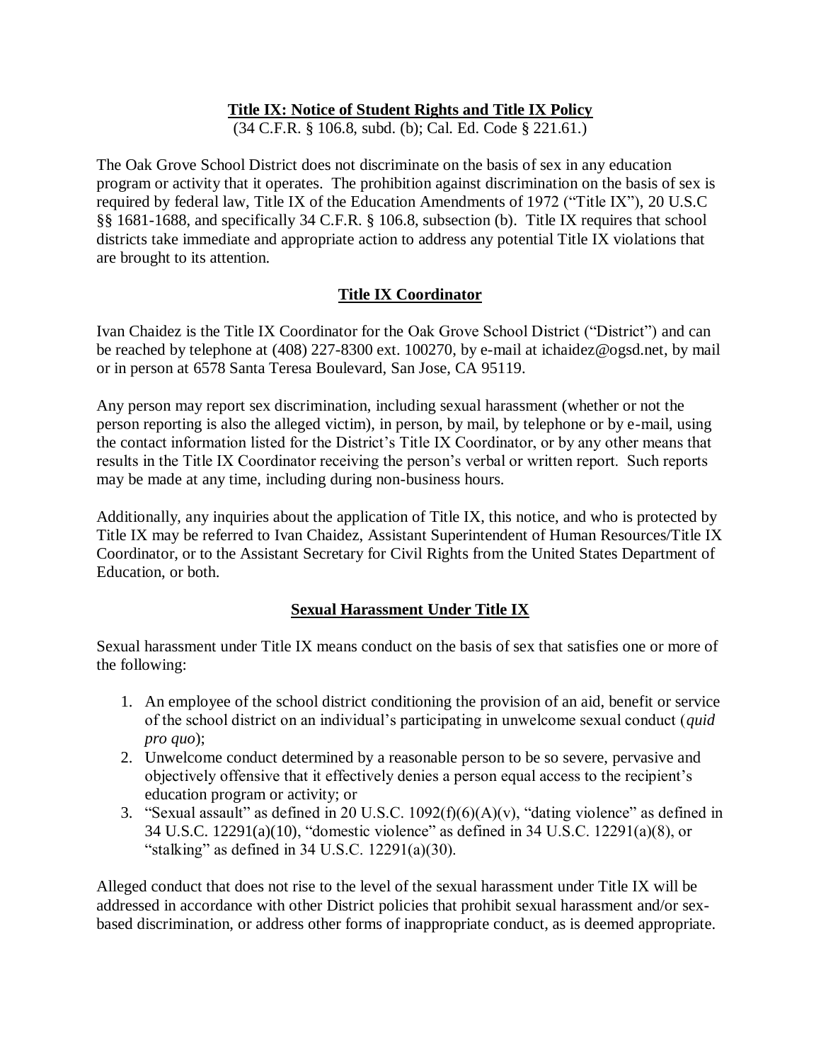# **Title IX: Notice of Student Rights and Title IX Policy**

(34 C.F.R. § 106.8, subd. (b); Cal. Ed. Code § 221.61.)

The Oak Grove School District does not discriminate on the basis of sex in any education program or activity that it operates. The prohibition against discrimination on the basis of sex is required by federal law, Title IX of the Education Amendments of 1972 ("Title IX"), 20 U.S.C §§ 1681-1688, and specifically 34 C.F.R. § 106.8, subsection (b). Title IX requires that school districts take immediate and appropriate action to address any potential Title IX violations that are brought to its attention.

## **Title IX Coordinator**

Ivan Chaidez is the Title IX Coordinator for the Oak Grove School District ("District") and can be reached by telephone at (408) 227-8300 ext. 100270, by e-mail at ichaidez@ogsd.net, by mail or in person at 6578 Santa Teresa Boulevard, San Jose, CA 95119.

Any person may report sex discrimination, including sexual harassment (whether or not the person reporting is also the alleged victim), in person, by mail, by telephone or by e-mail, using the contact information listed for the District's Title IX Coordinator, or by any other means that results in the Title IX Coordinator receiving the person's verbal or written report. Such reports may be made at any time, including during non-business hours.

Additionally, any inquiries about the application of Title IX, this notice, and who is protected by Title IX may be referred to Ivan Chaidez, Assistant Superintendent of Human Resources/Title IX Coordinator, or to the Assistant Secretary for Civil Rights from the United States Department of Education, or both.

## **Sexual Harassment Under Title IX**

Sexual harassment under Title IX means conduct on the basis of sex that satisfies one or more of the following:

1. An employee of the school district conditioning the provision of an aid, benefit or service of the school district on an individual's participating in unwelcome sexual conduct (*quid pro quo*);
2. Unwelcome conduct determined by a reasonable person to be so severe, pervasive and objectively offensive that it effectively denies a person equal access to the recipient's education program or activity; or
3. "Sexual assault" as defined in 20 U.S.C. 1092(f)(6)(A)(v), "dating violence" as defined in 34 U.S.C. 12291(a)(10), "domestic violence" as defined in 34 U.S.C. 12291(a)(8), or "stalking" as defined in 34 U.S.C. 12291(a)(30).

Alleged conduct that does not rise to the level of the sexual harassment under Title IX will be addressed in accordance with other District policies that prohibit sexual harassment and/or sex-based discrimination, or address other forms of inappropriate conduct, as is deemed appropriate.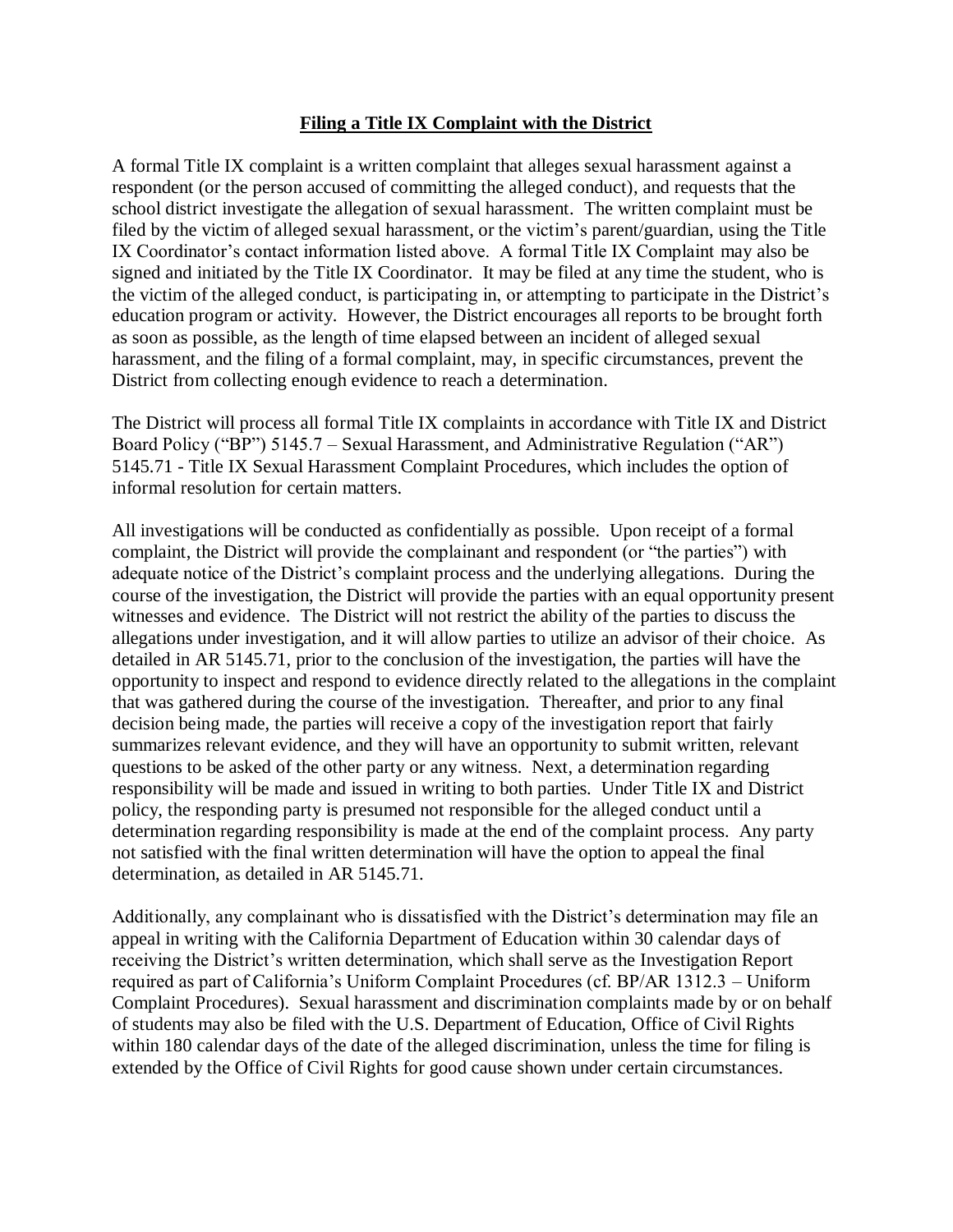## **Filing a Title IX Complaint with the District**

A formal Title IX complaint is a written complaint that alleges sexual harassment against a respondent (or the person accused of committing the alleged conduct), and requests that the school district investigate the allegation of sexual harassment. The written complaint must be filed by the victim of alleged sexual harassment, or the victim's parent/guardian, using the Title IX Coordinator's contact information listed above. A formal Title IX Complaint may also be signed and initiated by the Title IX Coordinator. It may be filed at any time the student, who is the victim of the alleged conduct, is participating in, or attempting to participate in the District's education program or activity. However, the District encourages all reports to be brought forth as soon as possible, as the length of time elapsed between an incident of alleged sexual harassment, and the filing of a formal complaint, may, in specific circumstances, prevent the District from collecting enough evidence to reach a determination.

The District will process all formal Title IX complaints in accordance with Title IX and District Board Policy ("BP") 5145.7 – Sexual Harassment, and Administrative Regulation ("AR") 5145.71 - Title IX Sexual Harassment Complaint Procedures, which includes the option of informal resolution for certain matters.

All investigations will be conducted as confidentially as possible. Upon receipt of a formal complaint, the District will provide the complainant and respondent (or "the parties") with adequate notice of the District's complaint process and the underlying allegations. During the course of the investigation, the District will provide the parties with an equal opportunity present witnesses and evidence. The District will not restrict the ability of the parties to discuss the allegations under investigation, and it will allow parties to utilize an advisor of their choice. As detailed in AR 5145.71, prior to the conclusion of the investigation, the parties will have the opportunity to inspect and respond to evidence directly related to the allegations in the complaint that was gathered during the course of the investigation. Thereafter, and prior to any final decision being made, the parties will receive a copy of the investigation report that fairly summarizes relevant evidence, and they will have an opportunity to submit written, relevant questions to be asked of the other party or any witness. Next, a determination regarding responsibility will be made and issued in writing to both parties. Under Title IX and District policy, the responding party is presumed not responsible for the alleged conduct until a determination regarding responsibility is made at the end of the complaint process. Any party not satisfied with the final written determination will have the option to appeal the final determination, as detailed in AR 5145.71.

Additionally, any complainant who is dissatisfied with the District's determination may file an appeal in writing with the California Department of Education within 30 calendar days of receiving the District's written determination, which shall serve as the Investigation Report required as part of California's Uniform Complaint Procedures (cf. BP/AR 1312.3 – Uniform Complaint Procedures). Sexual harassment and discrimination complaints made by or on behalf of students may also be filed with the U.S. Department of Education, Office of Civil Rights within 180 calendar days of the date of the alleged discrimination, unless the time for filing is extended by the Office of Civil Rights for good cause shown under certain circumstances.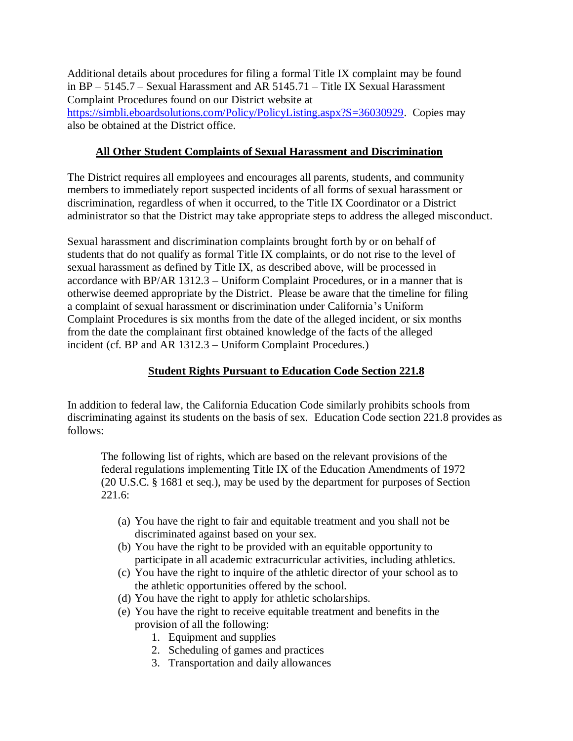Additional details about procedures for filing a formal Title IX complaint may be found in BP – 5145.7 – Sexual Harassment and AR 5145.71 – Title IX Sexual Harassment Complaint Procedures found on our District website at https://simbli.eboardsolutions.com/Policy/PolicyListing.aspx?S=36030929. Copies may also be obtained at the District office.

## **All Other Student Complaints of Sexual Harassment and Discrimination**

The District requires all employees and encourages all parents, students, and community members to immediately report suspected incidents of all forms of sexual harassment or discrimination, regardless of when it occurred, to the Title IX Coordinator or a District administrator so that the District may take appropriate steps to address the alleged misconduct.

Sexual harassment and discrimination complaints brought forth by or on behalf of students that do not qualify as formal Title IX complaints, or do not rise to the level of sexual harassment as defined by Title IX, as described above, will be processed in accordance with BP/AR 1312.3 – Uniform Complaint Procedures, or in a manner that is otherwise deemed appropriate by the District. Please be aware that the timeline for filing a complaint of sexual harassment or discrimination under California's Uniform Complaint Procedures is six months from the date of the alleged incident, or six months from the date the complainant first obtained knowledge of the facts of the alleged incident (cf. BP and AR 1312.3 – Uniform Complaint Procedures.)

## **Student Rights Pursuant to Education Code Section 221.8**

In addition to federal law, the California Education Code similarly prohibits schools from discriminating against its students on the basis of sex. Education Code section 221.8 provides as follows:

> The following list of rights, which are based on the relevant provisions of the federal regulations implementing Title IX of the Education Amendments of 1972 (20 U.S.C. § 1681 et seq.), may be used by the department for purposes of Section 221.6:
>
> (a) You have the right to fair and equitable treatment and you shall not be discriminated against based on your sex.
> (b) You have the right to be provided with an equitable opportunity to participate in all academic extracurricular activities, including athletics.
> (c) You have the right to inquire of the athletic director of your school as to the athletic opportunities offered by the school.
> (d) You have the right to apply for athletic scholarships.
> (e) You have the right to receive equitable treatment and benefits in the provision of all the following:
>    1. Equipment and supplies
>    2. Scheduling of games and practices
>    3. Transportation and daily allowances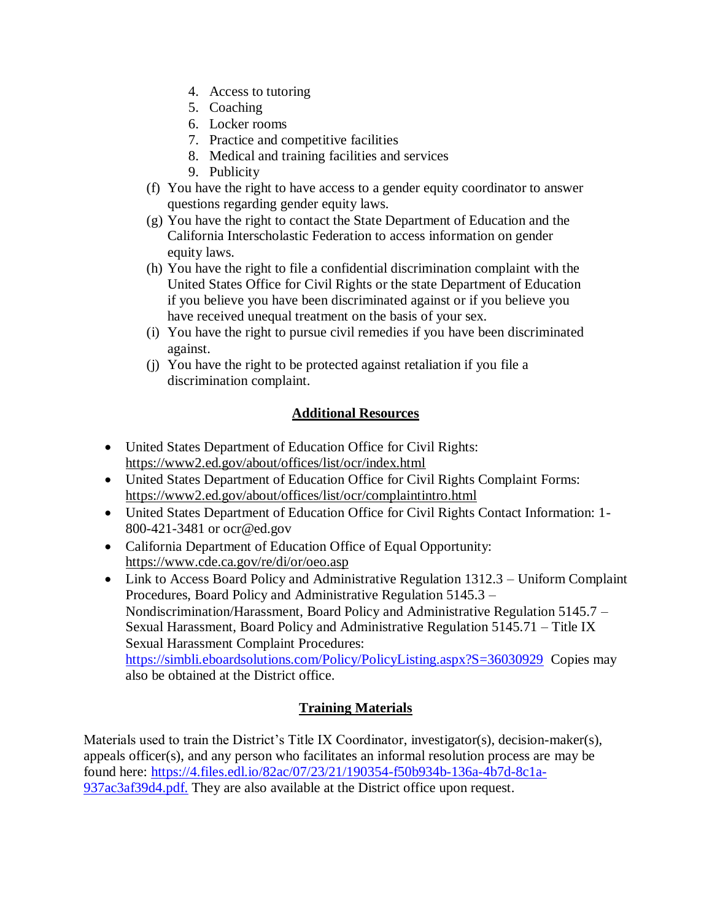4. Access to tutoring
5. Coaching
6. Locker rooms
7. Practice and competitive facilities
8. Medical and training facilities and services
9. Publicity

(f) You have the right to have access to a gender equity coordinator to answer questions regarding gender equity laws.

(g) You have the right to contact the State Department of Education and the California Interscholastic Federation to access information on gender equity laws.

(h) You have the right to file a confidential discrimination complaint with the United States Office for Civil Rights or the state Department of Education if you believe you have been discriminated against or if you believe you have received unequal treatment on the basis of your sex.

(i) You have the right to pursue civil remedies if you have been discriminated against.

(j) You have the right to be protected against retaliation if you file a discrimination complaint.

## Additional Resources

- United States Department of Education Office for Civil Rights: https://www2.ed.gov/about/offices/list/ocr/index.html
- United States Department of Education Office for Civil Rights Complaint Forms: https://www2.ed.gov/about/offices/list/ocr/complaintintro.html
- United States Department of Education Office for Civil Rights Contact Information: 1-800-421-3481 or ocr@ed.gov
- California Department of Education Office of Equal Opportunity: https://www.cde.ca.gov/re/di/or/oeo.asp
- Link to Access Board Policy and Administrative Regulation 1312.3 – Uniform Complaint Procedures, Board Policy and Administrative Regulation 5145.3 – Nondiscrimination/Harassment, Board Policy and Administrative Regulation 5145.7 – Sexual Harassment, Board Policy and Administrative Regulation 5145.71 – Title IX Sexual Harassment Complaint Procedures: https://simbli.eboardsolutions.com/Policy/PolicyListing.aspx?S=36030929 Copies may also be obtained at the District office.

## Training Materials

Materials used to train the District's Title IX Coordinator, investigator(s), decision-maker(s), appeals officer(s), and any person who facilitates an informal resolution process are may be found here: https://4.files.edl.io/82ac/07/23/21/190354-f50b934b-136a-4b7d-8c1a-937ac3af39d4.pdf. They are also available at the District office upon request.